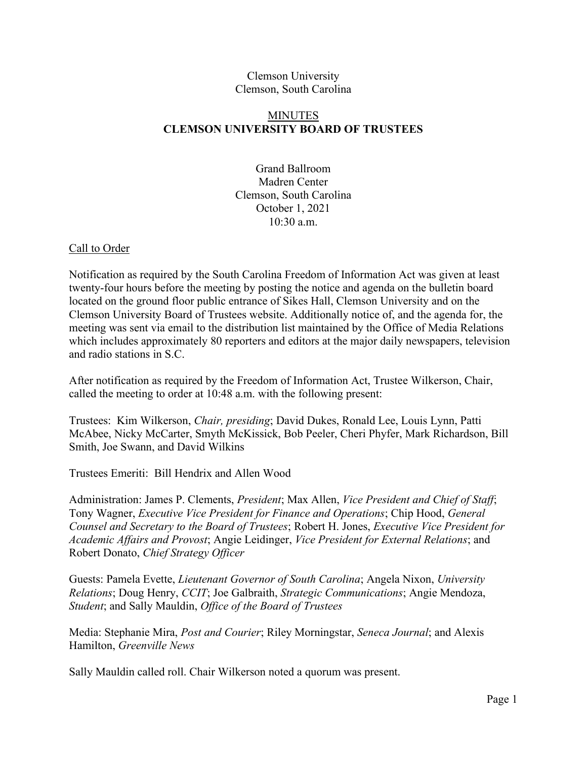Clemson University
Clemson, South Carolina

# MINUTES
# CLEMSON UNIVERSITY BOARD OF TRUSTEES

Grand Ballroom
Madren Center
Clemson, South Carolina
October 1, 2021
10:30 a.m.

## Call to Order

Notification as required by the South Carolina Freedom of Information Act was given at least twenty-four hours before the meeting by posting the notice and agenda on the bulletin board located on the ground floor public entrance of Sikes Hall, Clemson University and on the Clemson University Board of Trustees website. Additionally notice of, and the agenda for, the meeting was sent via email to the distribution list maintained by the Office of Media Relations which includes approximately 80 reporters and editors at the major daily newspapers, television and radio stations in S.C.

After notification as required by the Freedom of Information Act, Trustee Wilkerson, Chair, called the meeting to order at 10:48 a.m. with the following present:

Trustees: Kim Wilkerson, *Chair, presiding*; David Dukes, Ronald Lee, Louis Lynn, Patti McAbee, Nicky McCarter, Smyth McKissick, Bob Peeler, Cheri Phyfer, Mark Richardson, Bill Smith, Joe Swann, and David Wilkins

Trustees Emeriti: Bill Hendrix and Allen Wood

Administration: James P. Clements, *President*; Max Allen, *Vice President and Chief of Staff*; Tony Wagner, *Executive Vice President for Finance and Operations*; Chip Hood, *General Counsel and Secretary to the Board of Trustees*; Robert H. Jones, *Executive Vice President for Academic Affairs and Provost*; Angie Leidinger, *Vice President for External Relations*; and Robert Donato, *Chief Strategy Officer*

Guests: Pamela Evette, *Lieutenant Governor of South Carolina*; Angela Nixon, *University Relations*; Doug Henry, *CCIT*; Joe Galbraith, *Strategic Communications*; Angie Mendoza, *Student*; and Sally Mauldin, *Office of the Board of Trustees*

Media: Stephanie Mira, *Post and Courier*; Riley Morningstar, *Seneca Journal*; and Alexis Hamilton, *Greenville News*

Sally Mauldin called roll. Chair Wilkerson noted a quorum was present.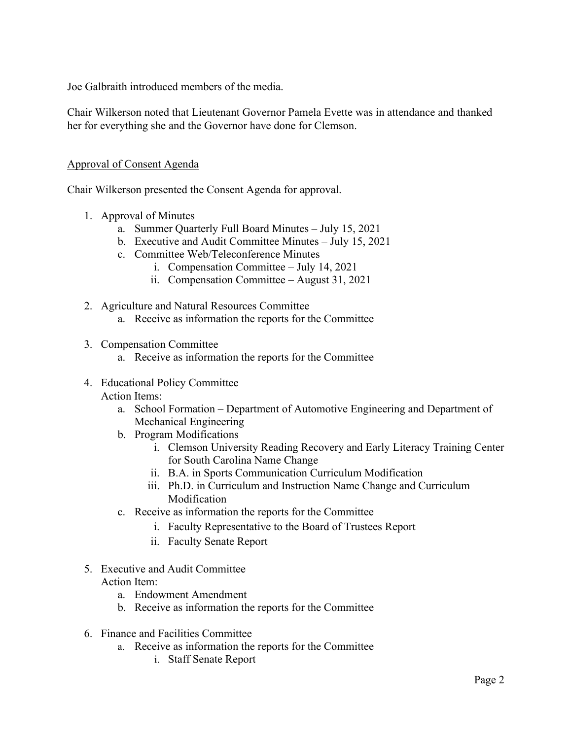Joe Galbraith introduced members of the media.

Chair Wilkerson noted that Lieutenant Governor Pamela Evette was in attendance and thanked her for everything she and the Governor have done for Clemson.

Approval of Consent Agenda

Chair Wilkerson presented the Consent Agenda for approval.

1. Approval of Minutes
   a. Summer Quarterly Full Board Minutes – July 15, 2021
   b. Executive and Audit Committee Minutes – July 15, 2021
   c. Committee Web/Teleconference Minutes
      i. Compensation Committee – July 14, 2021
      ii. Compensation Committee – August 31, 2021

2. Agriculture and Natural Resources Committee
   a. Receive as information the reports for the Committee

3. Compensation Committee
   a. Receive as information the reports for the Committee

4. Educational Policy Committee
   Action Items:
   a. School Formation – Department of Automotive Engineering and Department of Mechanical Engineering
   b. Program Modifications
      i. Clemson University Reading Recovery and Early Literacy Training Center for South Carolina Name Change
      ii. B.A. in Sports Communication Curriculum Modification
      iii. Ph.D. in Curriculum and Instruction Name Change and Curriculum Modification
   c. Receive as information the reports for the Committee
      i. Faculty Representative to the Board of Trustees Report
      ii. Faculty Senate Report

5. Executive and Audit Committee
   Action Item:
   a. Endowment Amendment
   b. Receive as information the reports for the Committee

6. Finance and Facilities Committee
   a. Receive as information the reports for the Committee
      i. Staff Senate Report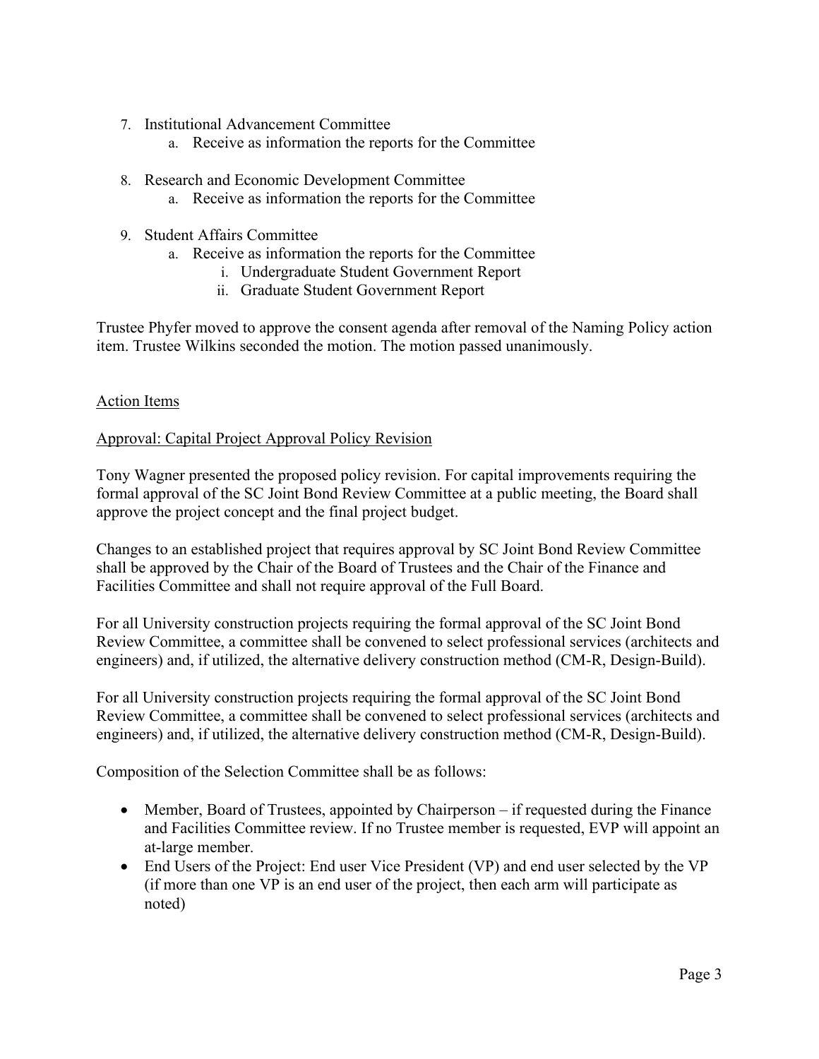7. Institutional Advancement Committee
    a. Receive as information the reports for the Committee

8. Research and Economic Development Committee
    a. Receive as information the reports for the Committee

9. Student Affairs Committee
    a. Receive as information the reports for the Committee
        i. Undergraduate Student Government Report
        ii. Graduate Student Government Report

Trustee Phyfer moved to approve the consent agenda after removal of the Naming Policy action item. Trustee Wilkins seconded the motion. The motion passed unanimously.

<u>Action Items</u>

<u>Approval: Capital Project Approval Policy Revision</u>

Tony Wagner presented the proposed policy revision. For capital improvements requiring the formal approval of the SC Joint Bond Review Committee at a public meeting, the Board shall approve the project concept and the final project budget.

Changes to an established project that requires approval by SC Joint Bond Review Committee shall be approved by the Chair of the Board of Trustees and the Chair of the Finance and Facilities Committee and shall not require approval of the Full Board.

For all University construction projects requiring the formal approval of the SC Joint Bond Review Committee, a committee shall be convened to select professional services (architects and engineers) and, if utilized, the alternative delivery construction method (CM-R, Design-Build).

For all University construction projects requiring the formal approval of the SC Joint Bond Review Committee, a committee shall be convened to select professional services (architects and engineers) and, if utilized, the alternative delivery construction method (CM-R, Design-Build).

Composition of the Selection Committee shall be as follows:

- Member, Board of Trustees, appointed by Chairperson – if requested during the Finance and Facilities Committee review. If no Trustee member is requested, EVP will appoint an at-large member.
- End Users of the Project: End user Vice President (VP) and end user selected by the VP (if more than one VP is an end user of the project, then each arm will participate as noted)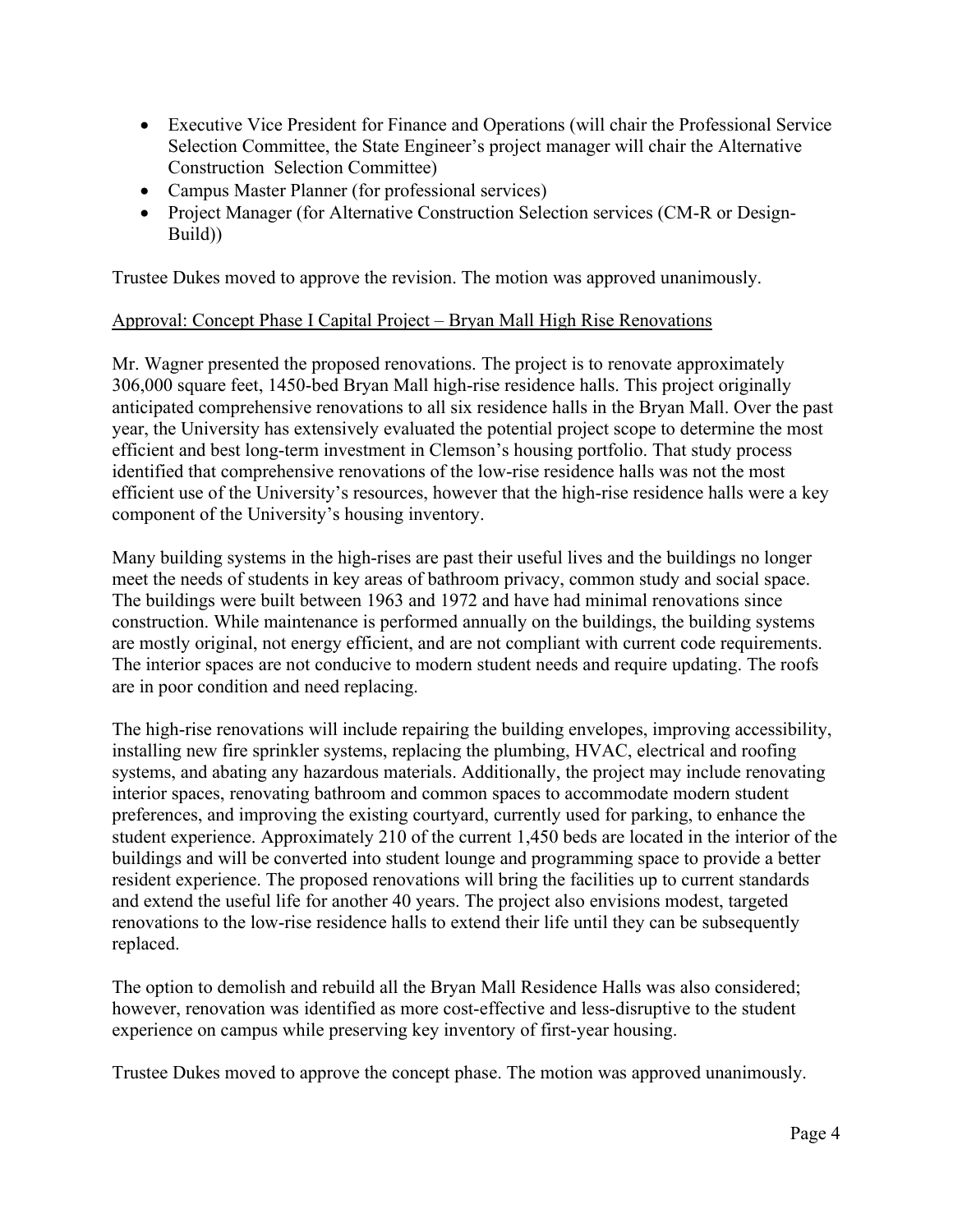- Executive Vice President for Finance and Operations (will chair the Professional Service Selection Committee, the State Engineer's project manager will chair the Alternative Construction Selection Committee)
- Campus Master Planner (for professional services)
- Project Manager (for Alternative Construction Selection services (CM-R or Design-Build))

Trustee Dukes moved to approve the revision. The motion was approved unanimously.

Approval: Concept Phase I Capital Project – Bryan Mall High Rise Renovations

Mr. Wagner presented the proposed renovations. The project is to renovate approximately 306,000 square feet, 1450-bed Bryan Mall high-rise residence halls. This project originally anticipated comprehensive renovations to all six residence halls in the Bryan Mall. Over the past year, the University has extensively evaluated the potential project scope to determine the most efficient and best long-term investment in Clemson's housing portfolio. That study process identified that comprehensive renovations of the low-rise residence halls was not the most efficient use of the University's resources, however that the high-rise residence halls were a key component of the University's housing inventory.

Many building systems in the high-rises are past their useful lives and the buildings no longer meet the needs of students in key areas of bathroom privacy, common study and social space. The buildings were built between 1963 and 1972 and have had minimal renovations since construction. While maintenance is performed annually on the buildings, the building systems are mostly original, not energy efficient, and are not compliant with current code requirements. The interior spaces are not conducive to modern student needs and require updating. The roofs are in poor condition and need replacing.

The high-rise renovations will include repairing the building envelopes, improving accessibility, installing new fire sprinkler systems, replacing the plumbing, HVAC, electrical and roofing systems, and abating any hazardous materials. Additionally, the project may include renovating interior spaces, renovating bathroom and common spaces to accommodate modern student preferences, and improving the existing courtyard, currently used for parking, to enhance the student experience. Approximately 210 of the current 1,450 beds are located in the interior of the buildings and will be converted into student lounge and programming space to provide a better resident experience. The proposed renovations will bring the facilities up to current standards and extend the useful life for another 40 years. The project also envisions modest, targeted renovations to the low-rise residence halls to extend their life until they can be subsequently replaced.

The option to demolish and rebuild all the Bryan Mall Residence Halls was also considered; however, renovation was identified as more cost-effective and less-disruptive to the student experience on campus while preserving key inventory of first-year housing.

Trustee Dukes moved to approve the concept phase. The motion was approved unanimously.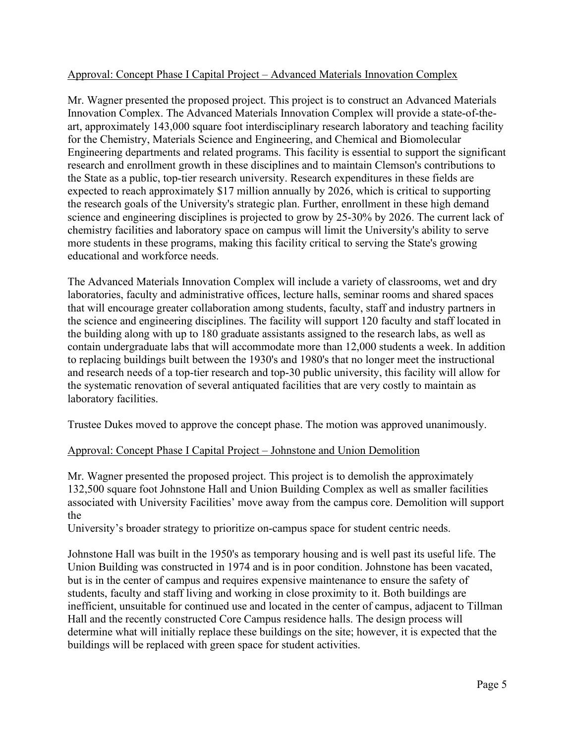Approval: Concept Phase I Capital Project – Advanced Materials Innovation Complex

Mr. Wagner presented the proposed project. This project is to construct an Advanced Materials Innovation Complex. The Advanced Materials Innovation Complex will provide a state-of-the-art, approximately 143,000 square foot interdisciplinary research laboratory and teaching facility for the Chemistry, Materials Science and Engineering, and Chemical and Biomolecular Engineering departments and related programs. This facility is essential to support the significant research and enrollment growth in these disciplines and to maintain Clemson's contributions to the State as a public, top-tier research university. Research expenditures in these fields are expected to reach approximately $17 million annually by 2026, which is critical to supporting the research goals of the University's strategic plan. Further, enrollment in these high demand science and engineering disciplines is projected to grow by 25-30% by 2026. The current lack of chemistry facilities and laboratory space on campus will limit the University's ability to serve more students in these programs, making this facility critical to serving the State's growing educational and workforce needs.

The Advanced Materials Innovation Complex will include a variety of classrooms, wet and dry laboratories, faculty and administrative offices, lecture halls, seminar rooms and shared spaces that will encourage greater collaboration among students, faculty, staff and industry partners in the science and engineering disciplines. The facility will support 120 faculty and staff located in the building along with up to 180 graduate assistants assigned to the research labs, as well as contain undergraduate labs that will accommodate more than 12,000 students a week. In addition to replacing buildings built between the 1930's and 1980's that no longer meet the instructional and research needs of a top-tier research and top-30 public university, this facility will allow for the systematic renovation of several antiquated facilities that are very costly to maintain as laboratory facilities.

Trustee Dukes moved to approve the concept phase. The motion was approved unanimously.

Approval: Concept Phase I Capital Project – Johnstone and Union Demolition

Mr. Wagner presented the proposed project. This project is to demolish the approximately 132,500 square foot Johnstone Hall and Union Building Complex as well as smaller facilities associated with University Facilities' move away from the campus core. Demolition will support the University's broader strategy to prioritize on-campus space for student centric needs.

Johnstone Hall was built in the 1950's as temporary housing and is well past its useful life. The Union Building was constructed in 1974 and is in poor condition. Johnstone has been vacated, but is in the center of campus and requires expensive maintenance to ensure the safety of students, faculty and staff living and working in close proximity to it. Both buildings are inefficient, unsuitable for continued use and located in the center of campus, adjacent to Tillman Hall and the recently constructed Core Campus residence halls. The design process will determine what will initially replace these buildings on the site; however, it is expected that the buildings will be replaced with green space for student activities.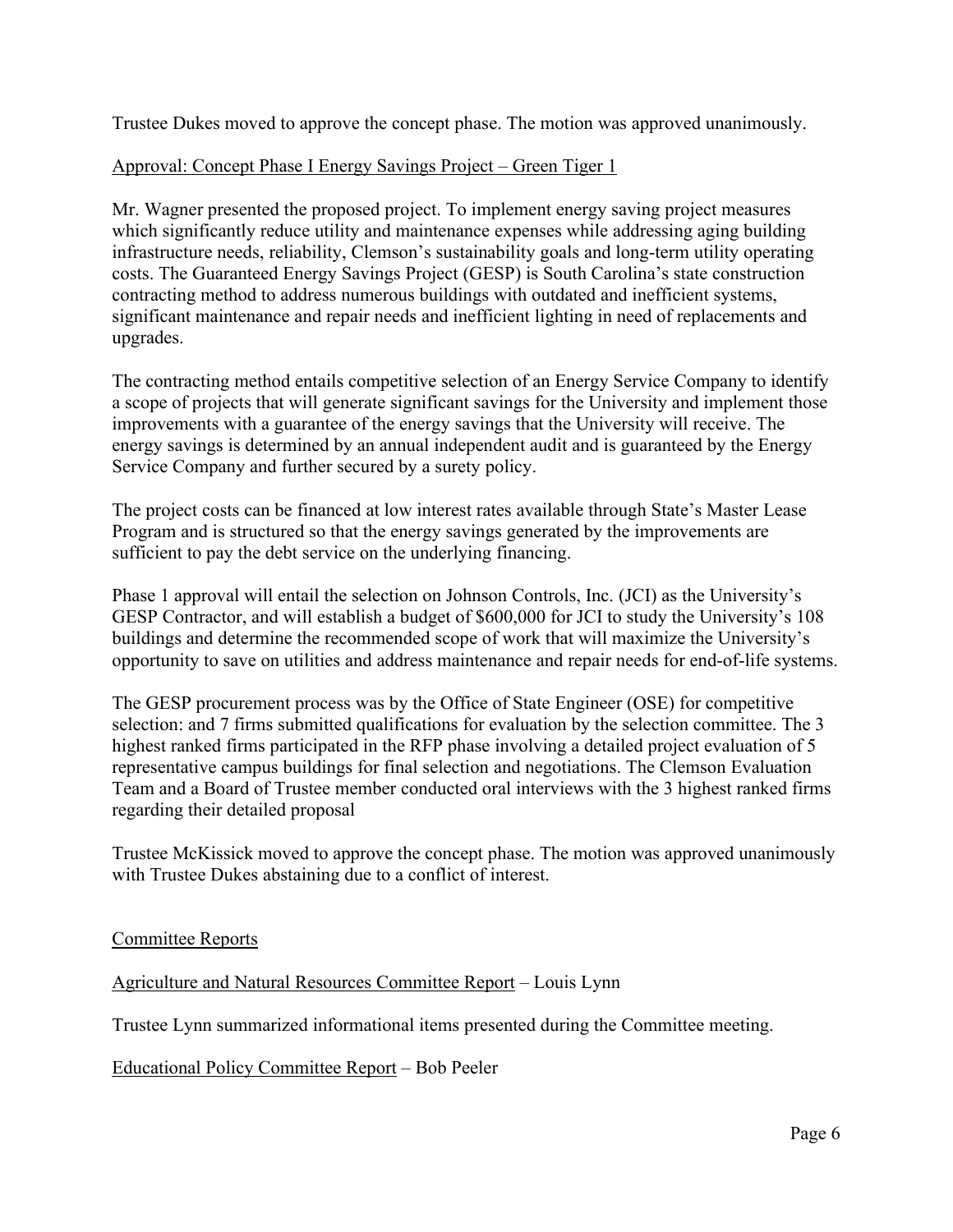Trustee Dukes moved to approve the concept phase. The motion was approved unanimously.

Approval: Concept Phase I Energy Savings Project – Green Tiger 1

Mr. Wagner presented the proposed project. To implement energy saving project measures which significantly reduce utility and maintenance expenses while addressing aging building infrastructure needs, reliability, Clemson's sustainability goals and long-term utility operating costs. The Guaranteed Energy Savings Project (GESP) is South Carolina's state construction contracting method to address numerous buildings with outdated and inefficient systems, significant maintenance and repair needs and inefficient lighting in need of replacements and upgrades.

The contracting method entails competitive selection of an Energy Service Company to identify a scope of projects that will generate significant savings for the University and implement those improvements with a guarantee of the energy savings that the University will receive. The energy savings is determined by an annual independent audit and is guaranteed by the Energy Service Company and further secured by a surety policy.

The project costs can be financed at low interest rates available through State's Master Lease Program and is structured so that the energy savings generated by the improvements are sufficient to pay the debt service on the underlying financing.

Phase 1 approval will entail the selection on Johnson Controls, Inc. (JCI) as the University's GESP Contractor, and will establish a budget of $600,000 for JCI to study the University's 108 buildings and determine the recommended scope of work that will maximize the University's opportunity to save on utilities and address maintenance and repair needs for end-of-life systems.

The GESP procurement process was by the Office of State Engineer (OSE) for competitive selection: and 7 firms submitted qualifications for evaluation by the selection committee. The 3 highest ranked firms participated in the RFP phase involving a detailed project evaluation of 5 representative campus buildings for final selection and negotiations. The Clemson Evaluation Team and a Board of Trustee member conducted oral interviews with the 3 highest ranked firms regarding their detailed proposal

Trustee McKissick moved to approve the concept phase. The motion was approved unanimously with Trustee Dukes abstaining due to a conflict of interest.

Committee Reports

Agriculture and Natural Resources Committee Report – Louis Lynn

Trustee Lynn summarized informational items presented during the Committee meeting.

Educational Policy Committee Report – Bob Peeler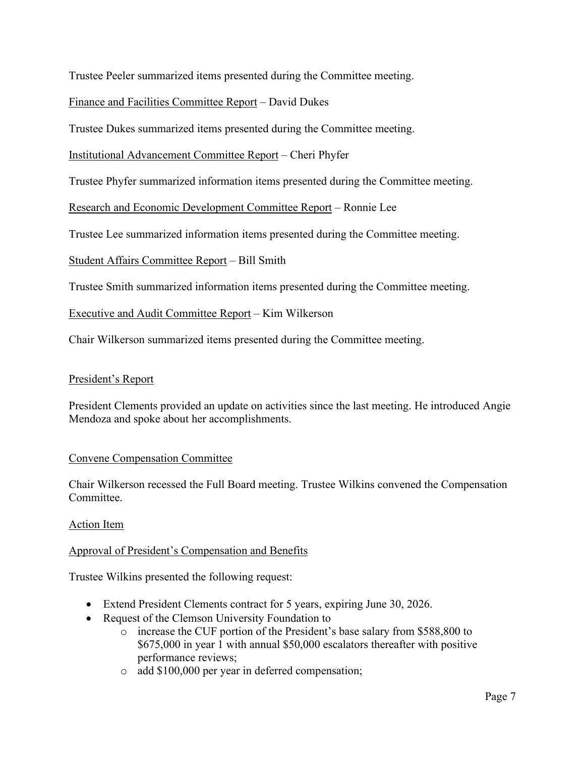Trustee Peeler summarized items presented during the Committee meeting.

<u>Finance and Facilities Committee Report</u> – David Dukes

Trustee Dukes summarized items presented during the Committee meeting.

<u>Institutional Advancement Committee Report</u> – Cheri Phyfer

Trustee Phyfer summarized information items presented during the Committee meeting.

<u>Research and Economic Development Committee Report</u> – Ronnie Lee

Trustee Lee summarized information items presented during the Committee meeting.

<u>Student Affairs Committee Report</u> – Bill Smith

Trustee Smith summarized information items presented during the Committee meeting.

<u>Executive and Audit Committee Report</u> – Kim Wilkerson

Chair Wilkerson summarized items presented during the Committee meeting.

<u>President's Report</u>

President Clements provided an update on activities since the last meeting. He introduced Angie Mendoza and spoke about her accomplishments.

<u>Convene Compensation Committee</u>

Chair Wilkerson recessed the Full Board meeting. Trustee Wilkins convened the Compensation Committee.

<u>Action Item</u>

<u>Approval of President's Compensation and Benefits</u>

Trustee Wilkins presented the following request:

- Extend President Clements contract for 5 years, expiring June 30, 2026.
- Request of the Clemson University Foundation to
  - increase the CUF portion of the President's base salary from $588,800 to $675,000 in year 1 with annual $50,000 escalators thereafter with positive performance reviews;
  - add $100,000 per year in deferred compensation;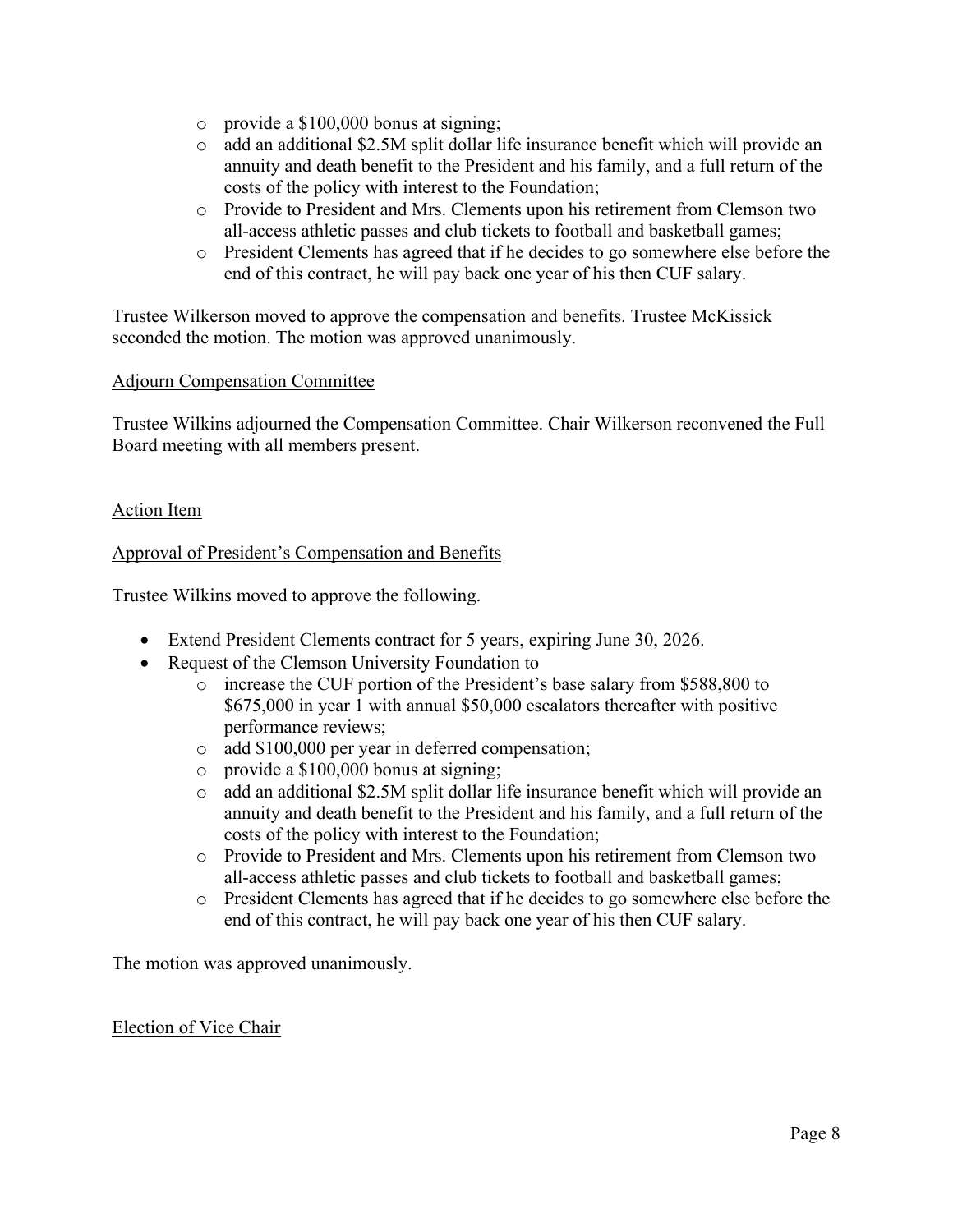- provide a $100,000 bonus at signing;
  - add an additional $2.5M split dollar life insurance benefit which will provide an annuity and death benefit to the President and his family, and a full return of the costs of the policy with interest to the Foundation;
  - Provide to President and Mrs. Clements upon his retirement from Clemson two all-access athletic passes and club tickets to football and basketball games;
  - President Clements has agreed that if he decides to go somewhere else before the end of this contract, he will pay back one year of his then CUF salary.

Trustee Wilkerson moved to approve the compensation and benefits. Trustee McKissick seconded the motion. The motion was approved unanimously.

<u>Adjourn Compensation Committee</u>

Trustee Wilkins adjourned the Compensation Committee. Chair Wilkerson reconvened the Full Board meeting with all members present.

<u>Action Item</u>

<u>Approval of President's Compensation and Benefits</u>

Trustee Wilkins moved to approve the following.

- Extend President Clements contract for 5 years, expiring June 30, 2026.
- Request of the Clemson University Foundation to
  - increase the CUF portion of the President's base salary from $588,800 to $675,000 in year 1 with annual $50,000 escalators thereafter with positive performance reviews;
  - add $100,000 per year in deferred compensation;
  - provide a $100,000 bonus at signing;
  - add an additional $2.5M split dollar life insurance benefit which will provide an annuity and death benefit to the President and his family, and a full return of the costs of the policy with interest to the Foundation;
  - Provide to President and Mrs. Clements upon his retirement from Clemson two all-access athletic passes and club tickets to football and basketball games;
  - President Clements has agreed that if he decides to go somewhere else before the end of this contract, he will pay back one year of his then CUF salary.

The motion was approved unanimously.

<u>Election of Vice Chair</u>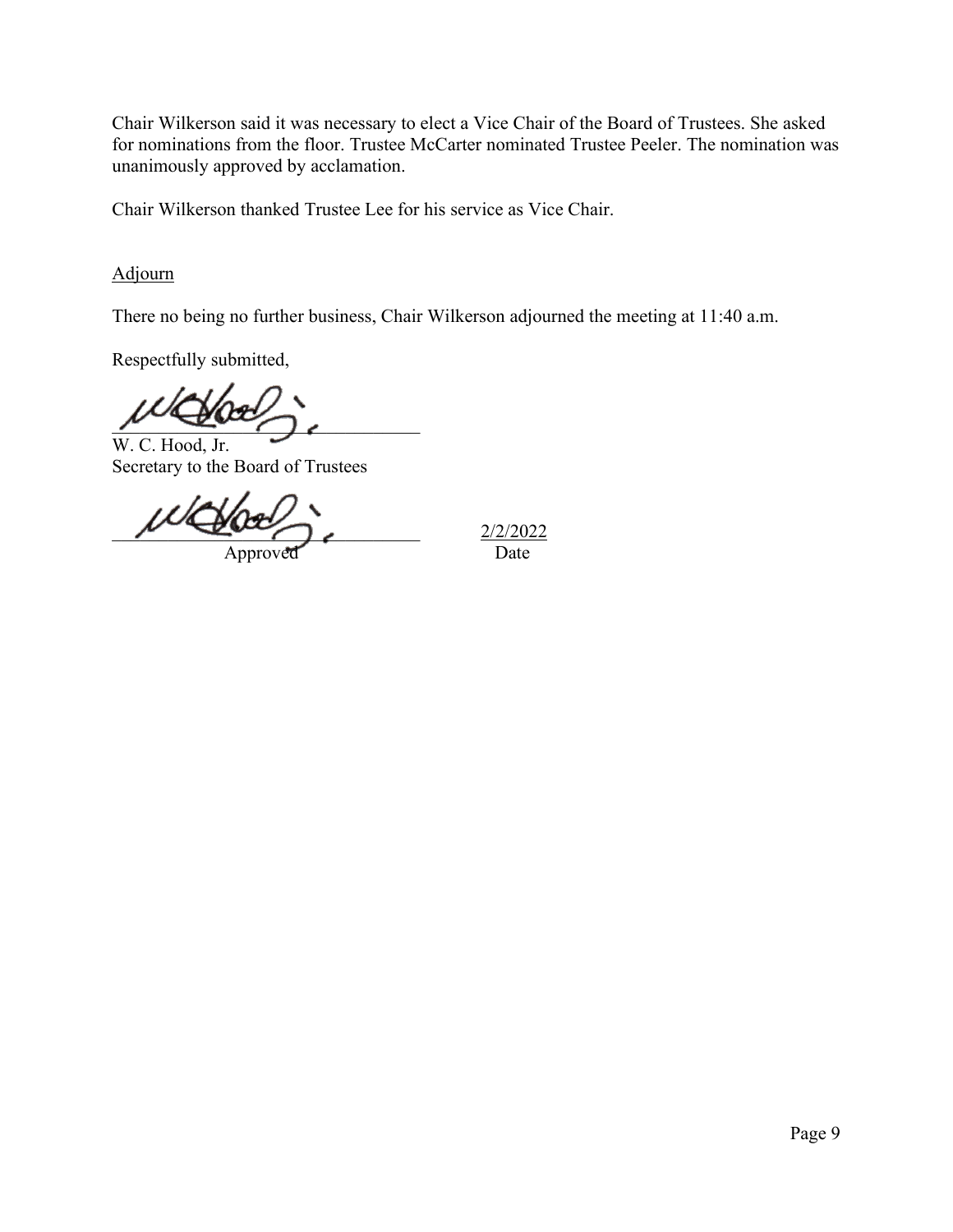Chair Wilkerson said it was necessary to elect a Vice Chair of the Board of Trustees. She asked for nominations from the floor. Trustee McCarter nominated Trustee Peeler. The nomination was unanimously approved by acclamation.

Chair Wilkerson thanked Trustee Lee for his service as Vice Chair.

Adjourn

There no being no further business, Chair Wilkerson adjourned the meeting at 11:40 a.m.

Respectfully submitted,

W. C. Hood, Jr.
Secretary to the Board of Trustees

Approved                                        2/2/2022
                                                Date